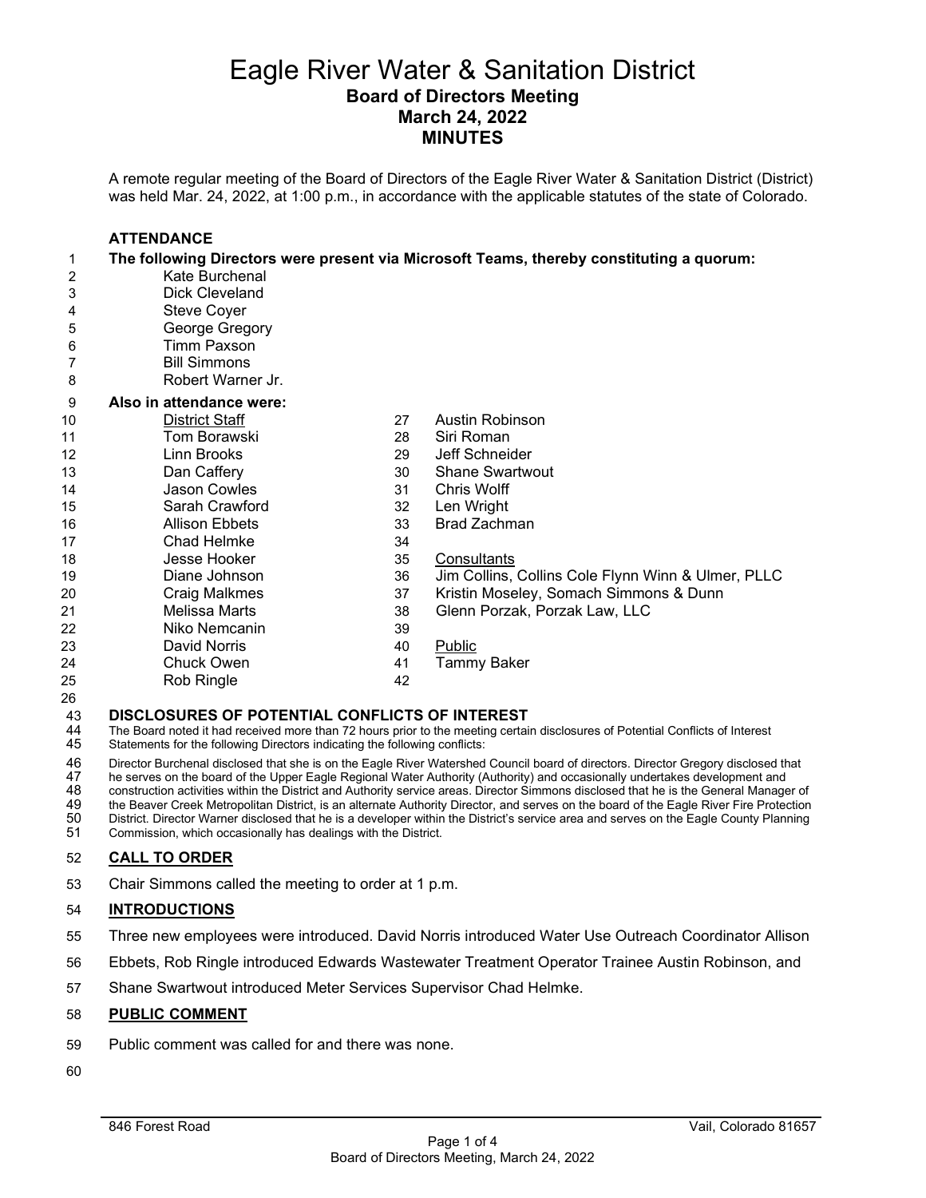# Eagle River Water & Sanitation District

## Board of Directors Meeting
## March 24, 2022
## MINUTES

A remote regular meeting of the Board of Directors of the Eagle River Water & Sanitation District (District) was held Mar. 24, 2022, at 1:00 p.m., in accordance with the applicable statutes of the state of Colorado.

### ATTENDANCE

**The following Directors were present via Microsoft Teams, thereby constituting a quorum:**

- Kate Burchenal
- Dick Cleveland
- Steve Coyer
- George Gregory
- Timm Paxson
- Bill Simmons
- Robert Warner Jr.

**Also in attendance were:**

District Staff
- Tom Borawski
- Linn Brooks
- Dan Caffery
- Jason Cowles
- Sarah Crawford
- Allison Ebbets
- Chad Helmke
- Jesse Hooker
- Diane Johnson
- Craig Malkmes
- Melissa Marts
- Niko Nemcanin
- David Norris
- Chuck Owen
- Rob Ringle
- Austin Robinson
- Siri Roman
- Jeff Schneider
- Shane Swartwout
- Chris Wolff
- Len Wright
- Brad Zachman

Consultants
- Jim Collins, Collins Cole Flynn Winn & Ulmer, PLLC
- Kristin Moseley, Somach Simmons & Dunn
- Glenn Porzak, Porzak Law, LLC

Public
- Tammy Baker

### DISCLOSURES OF POTENTIAL CONFLICTS OF INTEREST

The Board noted it had received more than 72 hours prior to the meeting certain disclosures of Potential Conflicts of Interest Statements for the following Directors indicating the following conflicts:

Director Burchenal disclosed that she is on the Eagle River Watershed Council board of directors. Director Gregory disclosed that he serves on the board of the Upper Eagle Regional Water Authority (Authority) and occasionally undertakes development and construction activities within the District and Authority service areas. Director Simmons disclosed that he is the General Manager of the Beaver Creek Metropolitan District, is an alternate Authority Director, and serves on the board of the Eagle River Fire Protection District. Director Warner disclosed that he is a developer within the District's service area and serves on the Eagle County Planning Commission, which occasionally has dealings with the District.

### CALL TO ORDER

Chair Simmons called the meeting to order at 1 p.m.

### INTRODUCTIONS

Three new employees were introduced. David Norris introduced Water Use Outreach Coordinator Allison Ebbets, Rob Ringle introduced Edwards Wastewater Treatment Operator Trainee Austin Robinson, and Shane Swartwout introduced Meter Services Supervisor Chad Helmke.

### PUBLIC COMMENT

Public comment was called for and there was none.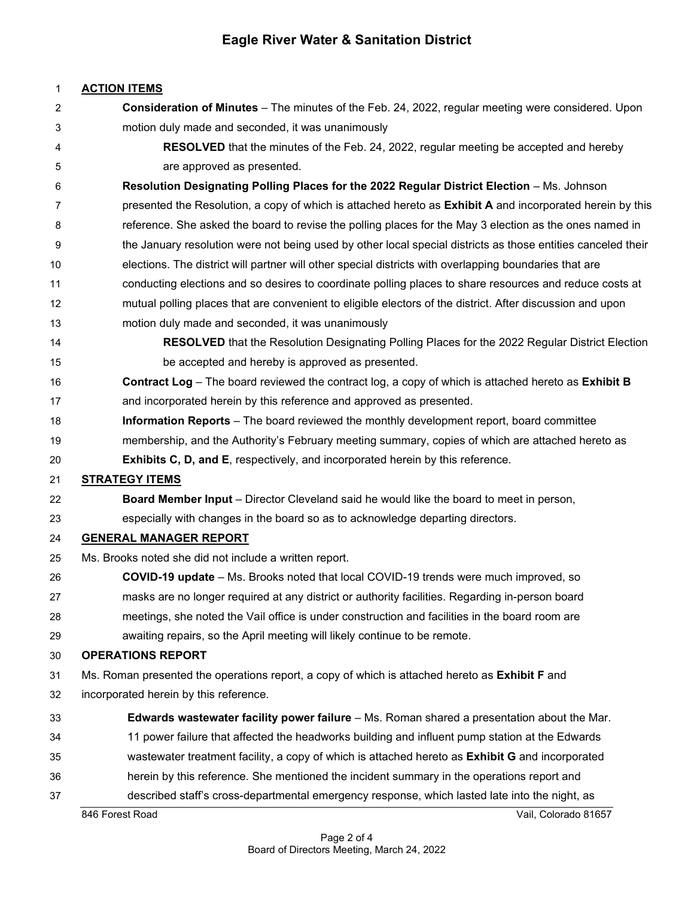**ACTION ITEMS**

**Consideration of Minutes** – The minutes of the Feb. 24, 2022, regular meeting were considered. Upon motion duly made and seconded, it was unanimously

**RESOLVED** that the minutes of the Feb. 24, 2022, regular meeting be accepted and hereby are approved as presented.

**Resolution Designating Polling Places for the 2022 Regular District Election** – Ms. Johnson presented the Resolution, a copy of which is attached hereto as **Exhibit A** and incorporated herein by this reference. She asked the board to revise the polling places for the May 3 election as the ones named in the January resolution were not being used by other local special districts as those entities canceled their elections. The district will partner will other special districts with overlapping boundaries that are conducting elections and so desires to coordinate polling places to share resources and reduce costs at mutual polling places that are convenient to eligible electors of the district. After discussion and upon motion duly made and seconded, it was unanimously

**RESOLVED** that the Resolution Designating Polling Places for the 2022 Regular District Election be accepted and hereby is approved as presented.

**Contract Log** – The board reviewed the contract log, a copy of which is attached hereto as **Exhibit B** and incorporated herein by this reference and approved as presented.

**Information Reports** – The board reviewed the monthly development report, board committee membership, and the Authority's February meeting summary, copies of which are attached hereto as **Exhibits C, D, and E**, respectively, and incorporated herein by this reference.

**STRATEGY ITEMS**

**Board Member Input** – Director Cleveland said he would like the board to meet in person, especially with changes in the board so as to acknowledge departing directors.

**GENERAL MANAGER REPORT**

Ms. Brooks noted she did not include a written report.

**COVID-19 update** – Ms. Brooks noted that local COVID-19 trends were much improved, so masks are no longer required at any district or authority facilities. Regarding in-person board meetings, she noted the Vail office is under construction and facilities in the board room are awaiting repairs, so the April meeting will likely continue to be remote.

**OPERATIONS REPORT**

Ms. Roman presented the operations report, a copy of which is attached hereto as **Exhibit F** and incorporated herein by this reference.

**Edwards wastewater facility power failure** – Ms. Roman shared a presentation about the Mar. 11 power failure that affected the headworks building and influent pump station at the Edwards wastewater treatment facility, a copy of which is attached hereto as **Exhibit G** and incorporated herein by this reference. She mentioned the incident summary in the operations report and described staff's cross-departmental emergency response, which lasted late into the night, as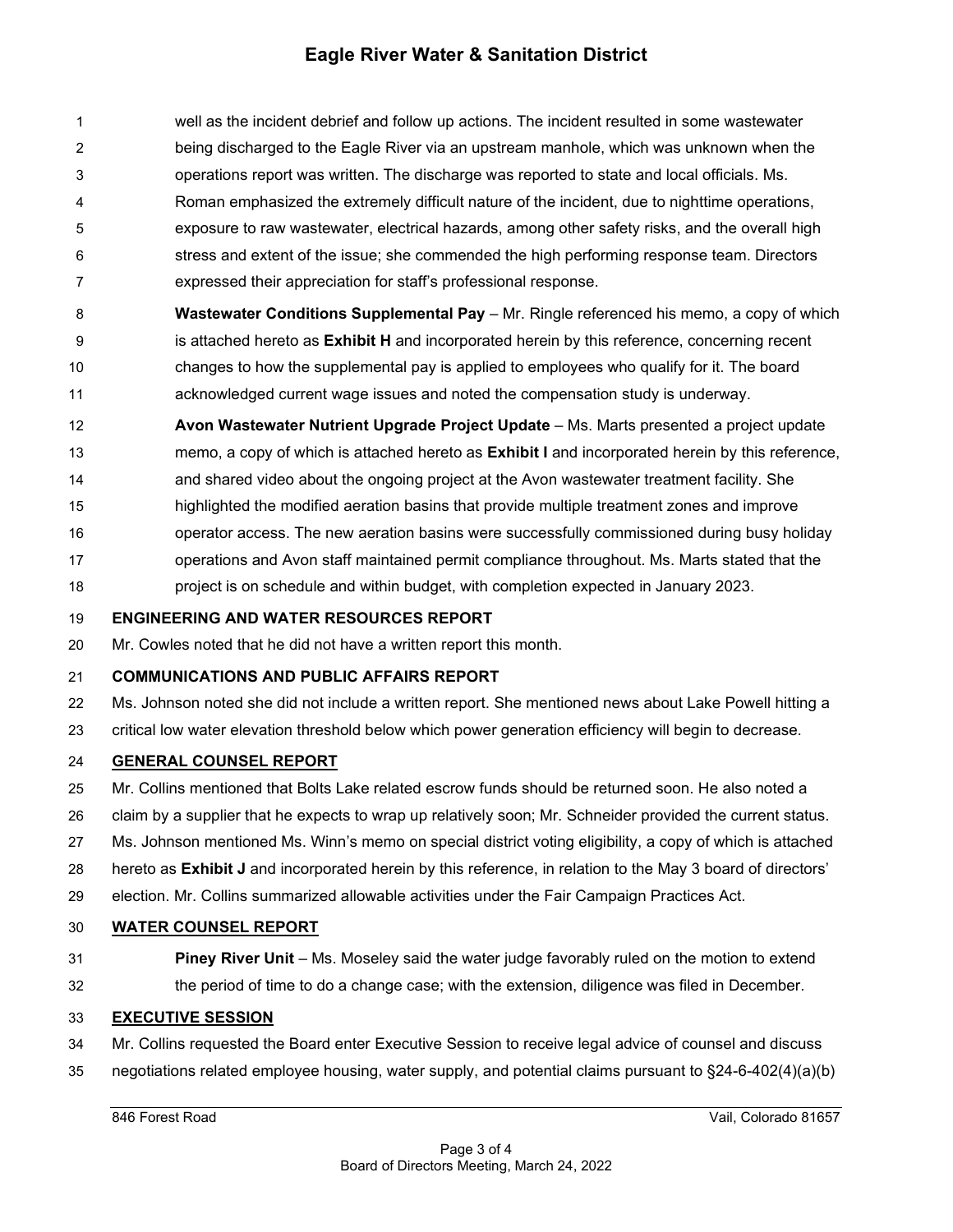well as the incident debrief and follow up actions. The incident resulted in some wastewater being discharged to the Eagle River via an upstream manhole, which was unknown when the operations report was written. The discharge was reported to state and local officials. Ms. Roman emphasized the extremely difficult nature of the incident, due to nighttime operations, exposure to raw wastewater, electrical hazards, among other safety risks, and the overall high stress and extent of the issue; she commended the high performing response team. Directors expressed their appreciation for staff's professional response.

**Wastewater Conditions Supplemental Pay** – Mr. Ringle referenced his memo, a copy of which is attached hereto as **Exhibit H** and incorporated herein by this reference, concerning recent changes to how the supplemental pay is applied to employees who qualify for it. The board acknowledged current wage issues and noted the compensation study is underway.

**Avon Wastewater Nutrient Upgrade Project Update** – Ms. Marts presented a project update memo, a copy of which is attached hereto as **Exhibit I** and incorporated herein by this reference, and shared video about the ongoing project at the Avon wastewater treatment facility. She highlighted the modified aeration basins that provide multiple treatment zones and improve operator access. The new aeration basins were successfully commissioned during busy holiday operations and Avon staff maintained permit compliance throughout. Ms. Marts stated that the project is on schedule and within budget, with completion expected in January 2023.

**ENGINEERING AND WATER RESOURCES REPORT**

Mr. Cowles noted that he did not have a written report this month.

**COMMUNICATIONS AND PUBLIC AFFAIRS REPORT**

Ms. Johnson noted she did not include a written report. She mentioned news about Lake Powell hitting a critical low water elevation threshold below which power generation efficiency will begin to decrease.

**GENERAL COUNSEL REPORT**

Mr. Collins mentioned that Bolts Lake related escrow funds should be returned soon. He also noted a claim by a supplier that he expects to wrap up relatively soon; Mr. Schneider provided the current status. Ms. Johnson mentioned Ms. Winn's memo on special district voting eligibility, a copy of which is attached hereto as **Exhibit J** and incorporated herein by this reference, in relation to the May 3 board of directors' election. Mr. Collins summarized allowable activities under the Fair Campaign Practices Act.

**WATER COUNSEL REPORT**

**Piney River Unit** – Ms. Moseley said the water judge favorably ruled on the motion to extend the period of time to do a change case; with the extension, diligence was filed in December.

**EXECUTIVE SESSION**

Mr. Collins requested the Board enter Executive Session to receive legal advice of counsel and discuss negotiations related employee housing, water supply, and potential claims pursuant to §24-6-402(4)(a)(b)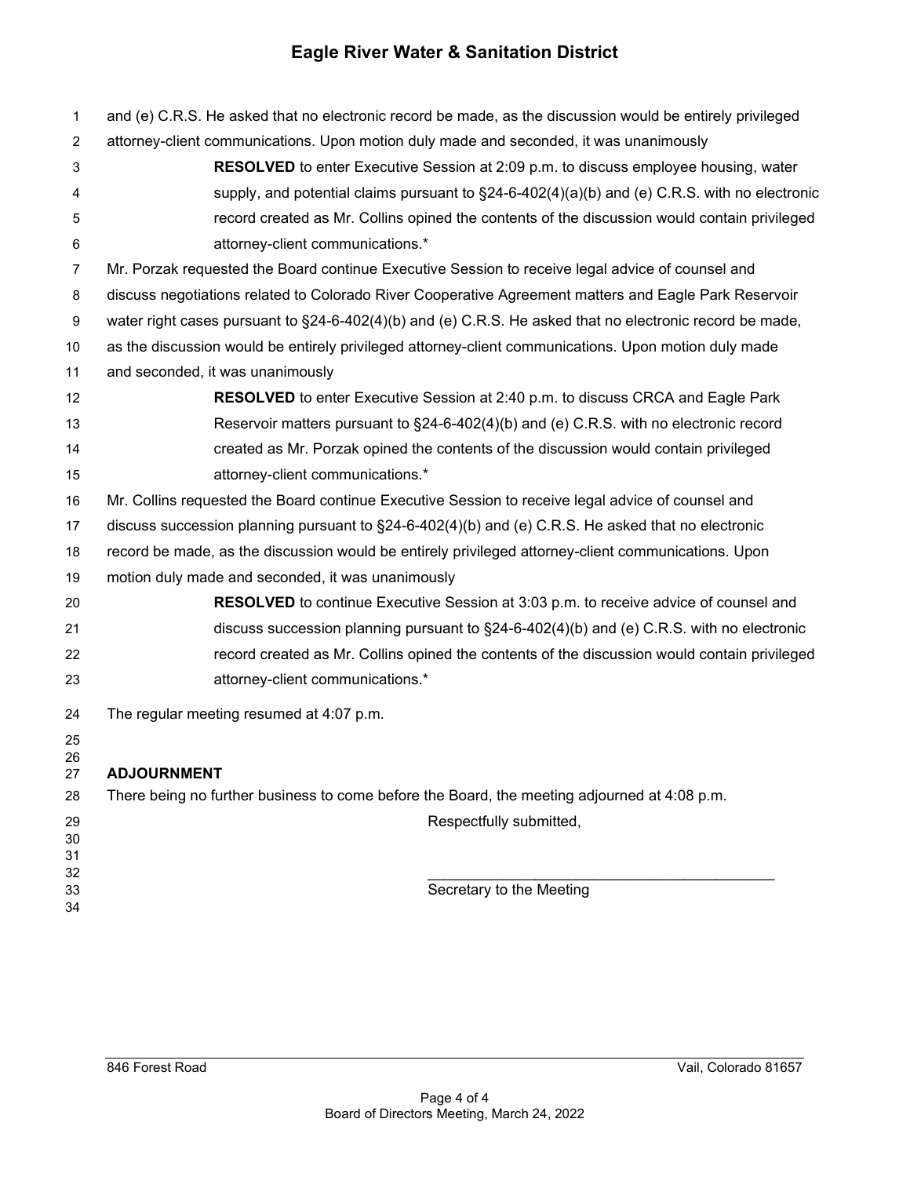and (e) C.R.S. He asked that no electronic record be made, as the discussion would be entirely privileged attorney-client communications. Upon motion duly made and seconded, it was unanimously

> **RESOLVED** to enter Executive Session at 2:09 p.m. to discuss employee housing, water supply, and potential claims pursuant to §24-6-402(4)(a)(b) and (e) C.R.S. with no electronic record created as Mr. Collins opined the contents of the discussion would contain privileged attorney-client communications.*

Mr. Porzak requested the Board continue Executive Session to receive legal advice of counsel and discuss negotiations related to Colorado River Cooperative Agreement matters and Eagle Park Reservoir water right cases pursuant to §24-6-402(4)(b) and (e) C.R.S. He asked that no electronic record be made, as the discussion would be entirely privileged attorney-client communications. Upon motion duly made and seconded, it was unanimously

> **RESOLVED** to enter Executive Session at 2:40 p.m. to discuss CRCA and Eagle Park Reservoir matters pursuant to §24-6-402(4)(b) and (e) C.R.S. with no electronic record created as Mr. Porzak opined the contents of the discussion would contain privileged attorney-client communications.*

Mr. Collins requested the Board continue Executive Session to receive legal advice of counsel and discuss succession planning pursuant to §24-6-402(4)(b) and (e) C.R.S. He asked that no electronic record be made, as the discussion would be entirely privileged attorney-client communications. Upon motion duly made and seconded, it was unanimously

> **RESOLVED** to continue Executive Session at 3:03 p.m. to receive advice of counsel and discuss succession planning pursuant to §24-6-402(4)(b) and (e) C.R.S. with no electronic record created as Mr. Collins opined the contents of the discussion would contain privileged attorney-client communications.*

The regular meeting resumed at 4:07 p.m.

**ADJOURNMENT**

There being no further business to come before the Board, the meeting adjourned at 4:08 p.m.

Respectfully submitted,

\_\_\_\_\_\_\_\_\_\_\_\_\_\_\_\_\_\_\_\_\_\_\_\_\_\_\_\_\_\_\_\_\_\_\_\_\_\_\_\_

Secretary to the Meeting